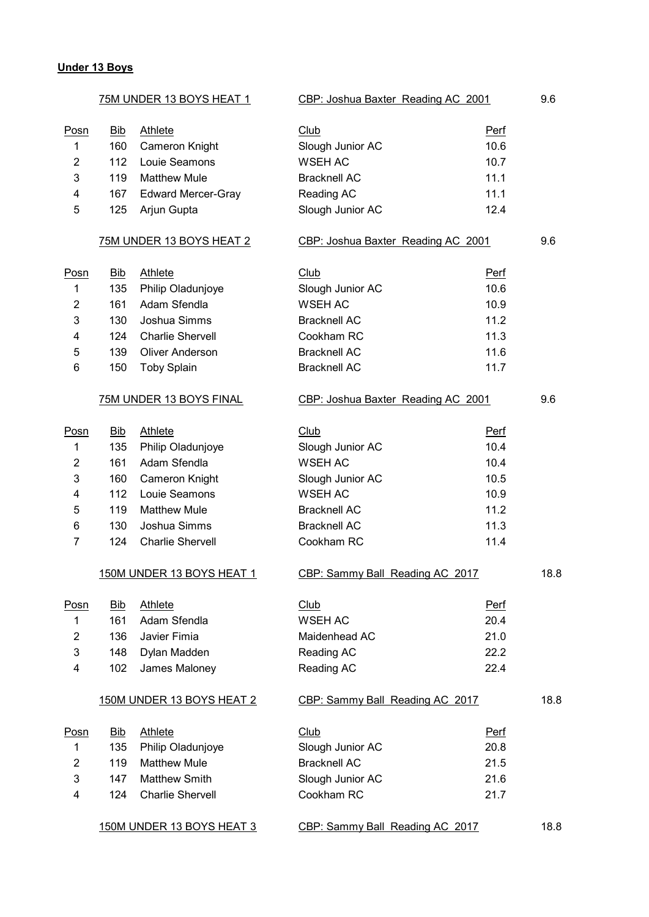**Under 13 Boys**

75M UNDER 13 BOYS HEAT 1 — CBP: Joshua Baxter Reading AC 2001 — 9.6

| Posn | Bib | Athlete | Club | Perf |
|---|---|---|---|---|
| 1 | 160 | Cameron Knight | Slough Junior AC | 10.6 |
| 2 | 112 | Louie Seamons | WSEH AC | 10.7 |
| 3 | 119 | Matthew Mule | Bracknell AC | 11.1 |
| 4 | 167 | Edward Mercer-Gray | Reading AC | 11.1 |
| 5 | 125 | Arjun Gupta | Slough Junior AC | 12.4 |

75M UNDER 13 BOYS HEAT 2 — CBP: Joshua Baxter Reading AC 2001 — 9.6

| Posn | Bib | Athlete | Club | Perf |
|---|---|---|---|---|
| 1 | 135 | Philip Oladunjoye | Slough Junior AC | 10.6 |
| 2 | 161 | Adam Sfendla | WSEH AC | 10.9 |
| 3 | 130 | Joshua Simms | Bracknell AC | 11.2 |
| 4 | 124 | Charlie Shervell | Cookham RC | 11.3 |
| 5 | 139 | Oliver Anderson | Bracknell AC | 11.6 |
| 6 | 150 | Toby Splain | Bracknell AC | 11.7 |

75M UNDER 13 BOYS FINAL — CBP: Joshua Baxter Reading AC 2001 — 9.6

| Posn | Bib | Athlete | Club | Perf |
|---|---|---|---|---|
| 1 | 135 | Philip Oladunjoye | Slough Junior AC | 10.4 |
| 2 | 161 | Adam Sfendla | WSEH AC | 10.4 |
| 3 | 160 | Cameron Knight | Slough Junior AC | 10.5 |
| 4 | 112 | Louie Seamons | WSEH AC | 10.9 |
| 5 | 119 | Matthew Mule | Bracknell AC | 11.2 |
| 6 | 130 | Joshua Simms | Bracknell AC | 11.3 |
| 7 | 124 | Charlie Shervell | Cookham RC | 11.4 |

150M UNDER 13 BOYS HEAT 1 — CBP: Sammy Ball Reading AC 2017 — 18.8

| Posn | Bib | Athlete | Club | Perf |
|---|---|---|---|---|
| 1 | 161 | Adam Sfendla | WSEH AC | 20.4 |
| 2 | 136 | Javier Fimia | Maidenhead AC | 21.0 |
| 3 | 148 | Dylan Madden | Reading AC | 22.2 |
| 4 | 102 | James Maloney | Reading AC | 22.4 |

150M UNDER 13 BOYS HEAT 2 — CBP: Sammy Ball Reading AC 2017 — 18.8

| Posn | Bib | Athlete | Club | Perf |
|---|---|---|---|---|
| 1 | 135 | Philip Oladunjoye | Slough Junior AC | 20.8 |
| 2 | 119 | Matthew Mule | Bracknell AC | 21.5 |
| 3 | 147 | Matthew Smith | Slough Junior AC | 21.6 |
| 4 | 124 | Charlie Shervell | Cookham RC | 21.7 |

150M UNDER 13 BOYS HEAT 3 — CBP: Sammy Ball Reading AC 2017 — 18.8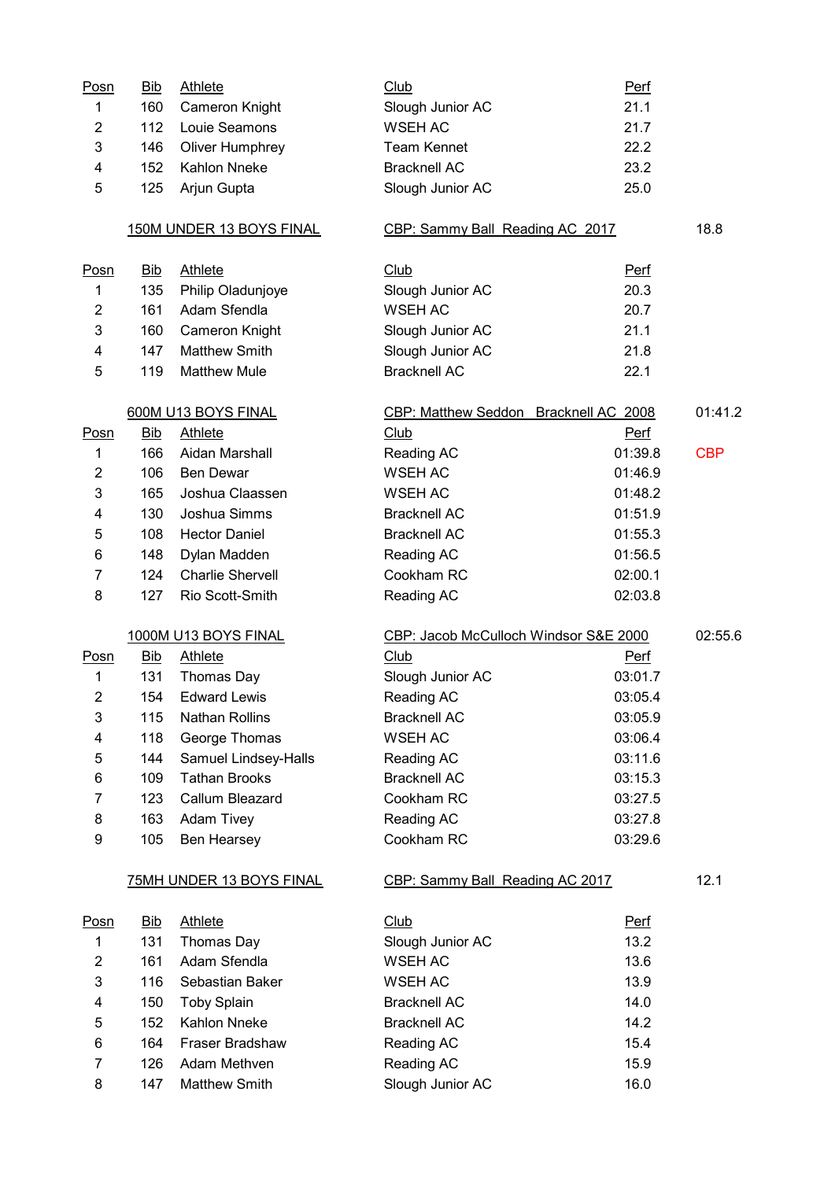| Posn | Bib | Athlete | Club | Perf |
|---|---|---|---|---|
| 1 | 160 | Cameron Knight | Slough Junior AC | 21.1 |
| 2 | 112 | Louie Seamons | WSEH AC | 21.7 |
| 3 | 146 | Oliver Humphrey | Team Kennet | 22.2 |
| 4 | 152 | Kahlon Nneke | Bracknell AC | 23.2 |
| 5 | 125 | Arjun Gupta | Slough Junior AC | 25.0 |

**150M UNDER 13 BOYS FINAL** — CBP: Sammy Ball Reading AC 2017 — 18.8

| Posn | Bib | Athlete | Club | Perf |
|---|---|---|---|---|
| 1 | 135 | Philip Oladunjoye | Slough Junior AC | 20.3 |
| 2 | 161 | Adam Sfendla | WSEH AC | 20.7 |
| 3 | 160 | Cameron Knight | Slough Junior AC | 21.1 |
| 4 | 147 | Matthew Smith | Slough Junior AC | 21.8 |
| 5 | 119 | Matthew Mule | Bracknell AC | 22.1 |

**600M U13 BOYS FINAL** — CBP: Matthew Seddon Bracknell AC 2008 — 01:41.2

| Posn | Bib | Athlete | Club | Perf | |
|---|---|---|---|---|---|
| 1 | 166 | Aidan Marshall | Reading AC | 01:39.8 | CBP |
| 2 | 106 | Ben Dewar | WSEH AC | 01:46.9 | |
| 3 | 165 | Joshua Claassen | WSEH AC | 01:48.2 | |
| 4 | 130 | Joshua Simms | Bracknell AC | 01:51.9 | |
| 5 | 108 | Hector Daniel | Bracknell AC | 01:55.3 | |
| 6 | 148 | Dylan Madden | Reading AC | 01:56.5 | |
| 7 | 124 | Charlie Shervell | Cookham RC | 02:00.1 | |
| 8 | 127 | Rio Scott-Smith | Reading AC | 02:03.8 | |

**1000M U13 BOYS FINAL** — CBP: Jacob McCulloch Windsor S&E 2000 — 02:55.6

| Posn | Bib | Athlete | Club | Perf |
|---|---|---|---|---|
| 1 | 131 | Thomas Day | Slough Junior AC | 03:01.7 |
| 2 | 154 | Edward Lewis | Reading AC | 03:05.4 |
| 3 | 115 | Nathan Rollins | Bracknell AC | 03:05.9 |
| 4 | 118 | George Thomas | WSEH AC | 03:06.4 |
| 5 | 144 | Samuel Lindsey-Halls | Reading AC | 03:11.6 |
| 6 | 109 | Tathan Brooks | Bracknell AC | 03:15.3 |
| 7 | 123 | Callum Bleazard | Cookham RC | 03:27.5 |
| 8 | 163 | Adam Tivey | Reading AC | 03:27.8 |
| 9 | 105 | Ben Hearsey | Cookham RC | 03:29.6 |

**75MH UNDER 13 BOYS FINAL** — CBP: Sammy Ball Reading AC 2017 — 12.1

| Posn | Bib | Athlete | Club | Perf |
|---|---|---|---|---|
| 1 | 131 | Thomas Day | Slough Junior AC | 13.2 |
| 2 | 161 | Adam Sfendla | WSEH AC | 13.6 |
| 3 | 116 | Sebastian Baker | WSEH AC | 13.9 |
| 4 | 150 | Toby Splain | Bracknell AC | 14.0 |
| 5 | 152 | Kahlon Nneke | Bracknell AC | 14.2 |
| 6 | 164 | Fraser Bradshaw | Reading AC | 15.4 |
| 7 | 126 | Adam Methven | Reading AC | 15.9 |
| 8 | 147 | Matthew Smith | Slough Junior AC | 16.0 |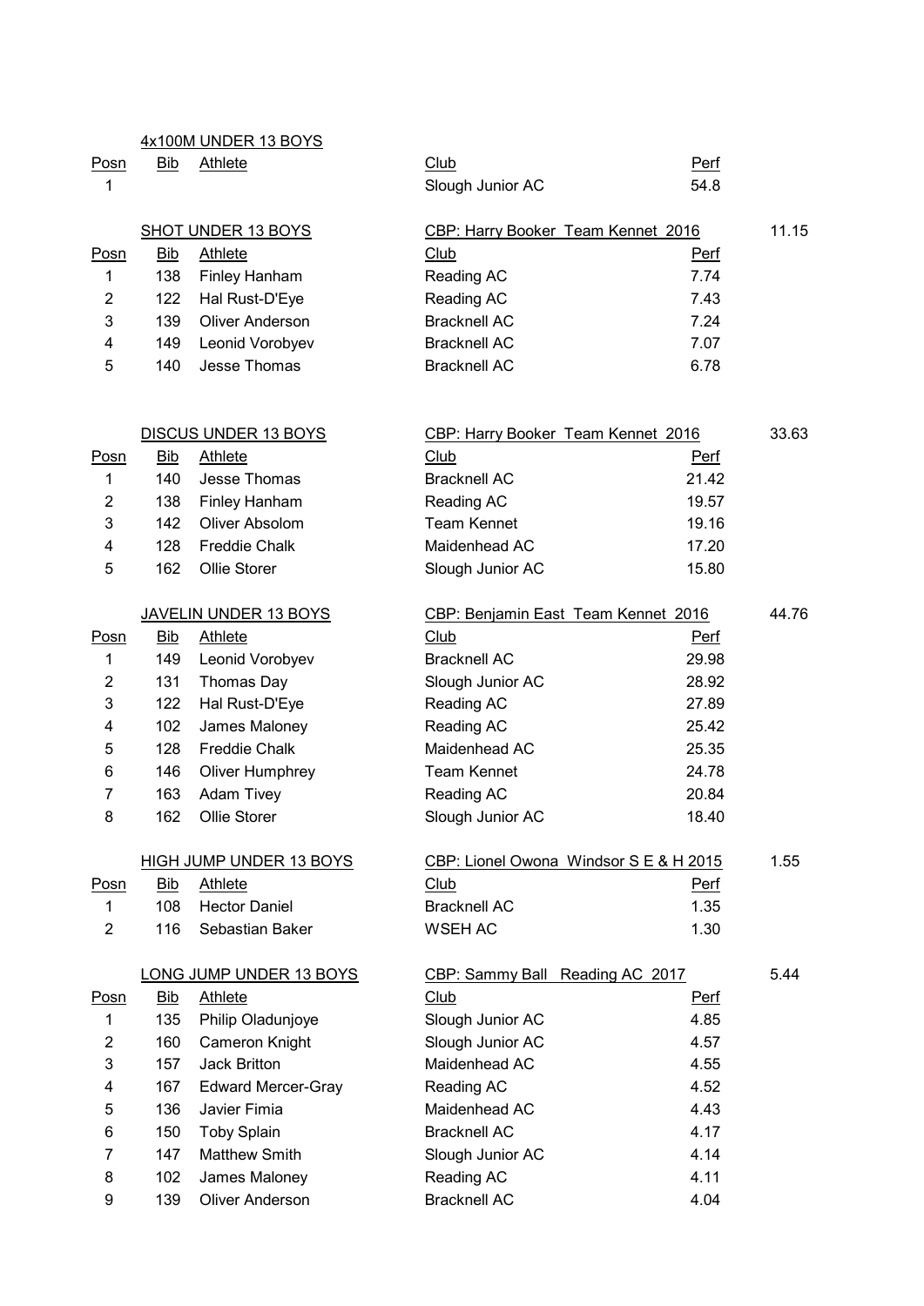### 4x100M UNDER 13 BOYS

| Posn | Bib | Athlete | Club | Perf |
|---|---|---|---|---|
| 1 | | | Slough Junior AC | 54.8 |

### SHOT UNDER 13 BOYS

CBP: Harry Booker Team Kennet 2016 — 11.15

| Posn | Bib | Athlete | Club | Perf |
|---|---|---|---|---|
| 1 | 138 | Finley Hanham | Reading AC | 7.74 |
| 2 | 122 | Hal Rust-D'Eye | Reading AC | 7.43 |
| 3 | 139 | Oliver Anderson | Bracknell AC | 7.24 |
| 4 | 149 | Leonid Vorobyev | Bracknell AC | 7.07 |
| 5 | 140 | Jesse Thomas | Bracknell AC | 6.78 |

### DISCUS UNDER 13 BOYS

CBP: Harry Booker Team Kennet 2016 — 33.63

| Posn | Bib | Athlete | Club | Perf |
|---|---|---|---|---|
| 1 | 140 | Jesse Thomas | Bracknell AC | 21.42 |
| 2 | 138 | Finley Hanham | Reading AC | 19.57 |
| 3 | 142 | Oliver Absolom | Team Kennet | 19.16 |
| 4 | 128 | Freddie Chalk | Maidenhead AC | 17.20 |
| 5 | 162 | Ollie Storer | Slough Junior AC | 15.80 |

### JAVELIN UNDER 13 BOYS

CBP: Benjamin East Team Kennet 2016 — 44.76

| Posn | Bib | Athlete | Club | Perf |
|---|---|---|---|---|
| 1 | 149 | Leonid Vorobyev | Bracknell AC | 29.98 |
| 2 | 131 | Thomas Day | Slough Junior AC | 28.92 |
| 3 | 122 | Hal Rust-D'Eye | Reading AC | 27.89 |
| 4 | 102 | James Maloney | Reading AC | 25.42 |
| 5 | 128 | Freddie Chalk | Maidenhead AC | 25.35 |
| 6 | 146 | Oliver Humphrey | Team Kennet | 24.78 |
| 7 | 163 | Adam Tivey | Reading AC | 20.84 |
| 8 | 162 | Ollie Storer | Slough Junior AC | 18.40 |

### HIGH JUMP UNDER 13 BOYS

CBP: Lionel Owona Windsor S E & H 2015 — 1.55

| Posn | Bib | Athlete | Club | Perf |
|---|---|---|---|---|
| 1 | 108 | Hector Daniel | Bracknell AC | 1.35 |
| 2 | 116 | Sebastian Baker | WSEH AC | 1.30 |

### LONG JUMP UNDER 13 BOYS

CBP: Sammy Ball Reading AC 2017 — 5.44

| Posn | Bib | Athlete | Club | Perf |
|---|---|---|---|---|
| 1 | 135 | Philip Oladunjoye | Slough Junior AC | 4.85 |
| 2 | 160 | Cameron Knight | Slough Junior AC | 4.57 |
| 3 | 157 | Jack Britton | Maidenhead AC | 4.55 |
| 4 | 167 | Edward Mercer-Gray | Reading AC | 4.52 |
| 5 | 136 | Javier Fimia | Maidenhead AC | 4.43 |
| 6 | 150 | Toby Splain | Bracknell AC | 4.17 |
| 7 | 147 | Matthew Smith | Slough Junior AC | 4.14 |
| 8 | 102 | James Maloney | Reading AC | 4.11 |
| 9 | 139 | Oliver Anderson | Bracknell AC | 4.04 |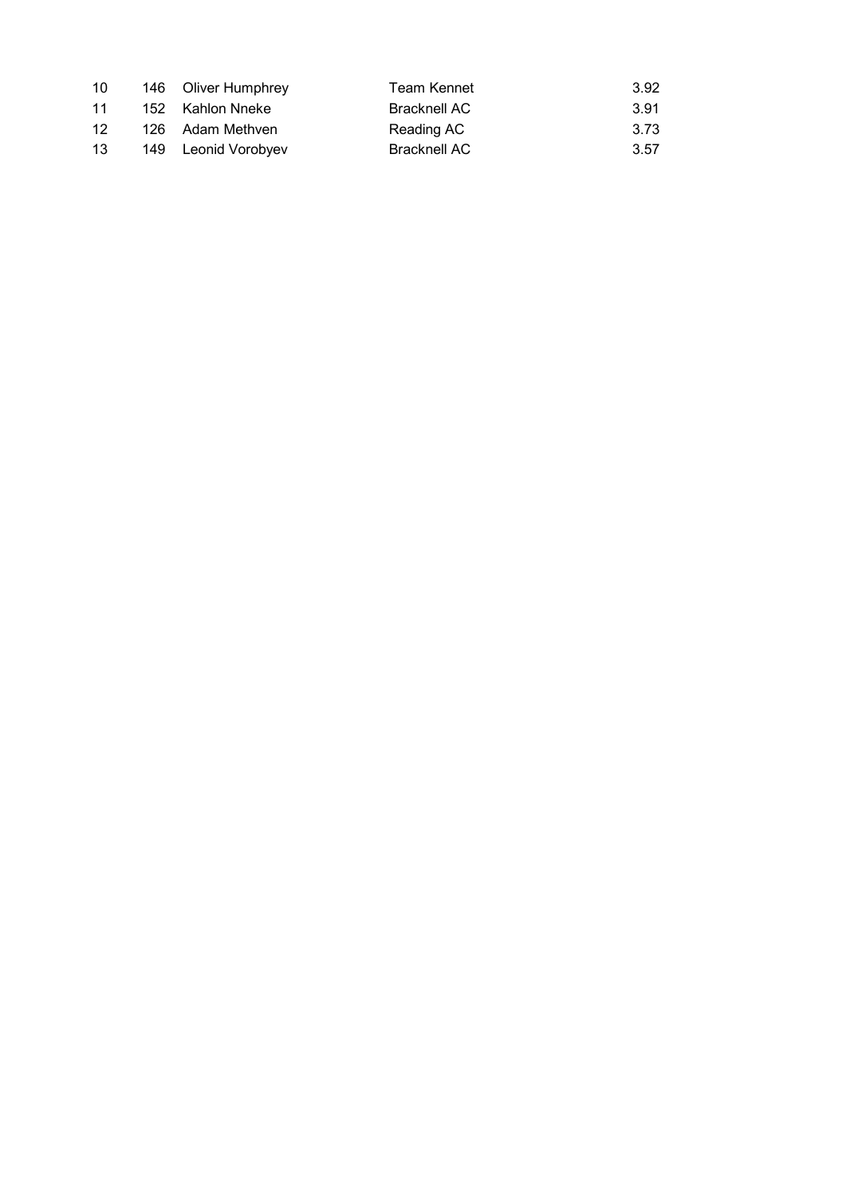| | | | | |
|---|---|---|---|---|
| 10 | 146 | Oliver Humphrey | Team Kennet | 3.92 |
| 11 | 152 | Kahlon Nneke | Bracknell AC | 3.91 |
| 12 | 126 | Adam Methven | Reading AC | 3.73 |
| 13 | 149 | Leonid Vorobyev | Bracknell AC | 3.57 |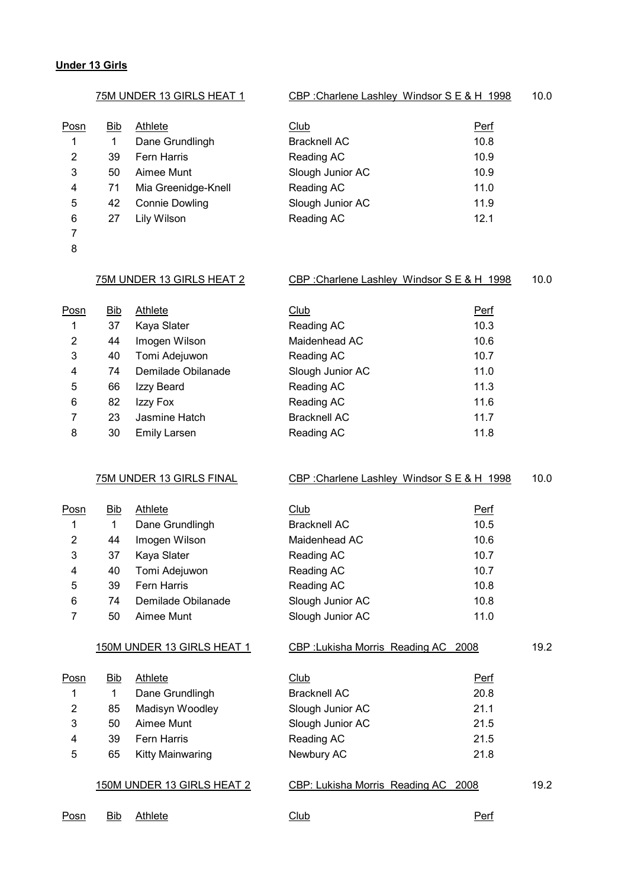**Under 13 Girls**

75M UNDER 13 GIRLS HEAT 1 — CBP :Charlene Lashley Windsor S E & H 1998 — 10.0

| Posn | Bib | Athlete | Club | Perf |
|---|---|---|---|---|
| 1 | 1 | Dane Grundlingh | Bracknell AC | 10.8 |
| 2 | 39 | Fern Harris | Reading AC | 10.9 |
| 3 | 50 | Aimee Munt | Slough Junior AC | 10.9 |
| 4 | 71 | Mia Greenidge-Knell | Reading AC | 11.0 |
| 5 | 42 | Connie Dowling | Slough Junior AC | 11.9 |
| 6 | 27 | Lily Wilson | Reading AC | 12.1 |
| 7 | | | | |
| 8 | | | | |

75M UNDER 13 GIRLS HEAT 2 — CBP :Charlene Lashley Windsor S E & H 1998 — 10.0

| Posn | Bib | Athlete | Club | Perf |
|---|---|---|---|---|
| 1 | 37 | Kaya Slater | Reading AC | 10.3 |
| 2 | 44 | Imogen Wilson | Maidenhead AC | 10.6 |
| 3 | 40 | Tomi Adejuwon | Reading AC | 10.7 |
| 4 | 74 | Demilade Obilanade | Slough Junior AC | 11.0 |
| 5 | 66 | Izzy Beard | Reading AC | 11.3 |
| 6 | 82 | Izzy Fox | Reading AC | 11.6 |
| 7 | 23 | Jasmine Hatch | Bracknell AC | 11.7 |
| 8 | 30 | Emily Larsen | Reading AC | 11.8 |

75M UNDER 13 GIRLS FINAL — CBP :Charlene Lashley Windsor S E & H 1998 — 10.0

| Posn | Bib | Athlete | Club | Perf |
|---|---|---|---|---|
| 1 | 1 | Dane Grundlingh | Bracknell AC | 10.5 |
| 2 | 44 | Imogen Wilson | Maidenhead AC | 10.6 |
| 3 | 37 | Kaya Slater | Reading AC | 10.7 |
| 4 | 40 | Tomi Adejuwon | Reading AC | 10.7 |
| 5 | 39 | Fern Harris | Reading AC | 10.8 |
| 6 | 74 | Demilade Obilanade | Slough Junior AC | 10.8 |
| 7 | 50 | Aimee Munt | Slough Junior AC | 11.0 |

150M UNDER 13 GIRLS HEAT 1 — CBP :Lukisha Morris Reading AC 2008 — 19.2

| Posn | Bib | Athlete | Club | Perf |
|---|---|---|---|---|
| 1 | 1 | Dane Grundlingh | Bracknell AC | 20.8 |
| 2 | 85 | Madisyn Woodley | Slough Junior AC | 21.1 |
| 3 | 50 | Aimee Munt | Slough Junior AC | 21.5 |
| 4 | 39 | Fern Harris | Reading AC | 21.5 |
| 5 | 65 | Kitty Mainwaring | Newbury AC | 21.8 |

150M UNDER 13 GIRLS HEAT 2 — CBP: Lukisha Morris Reading AC 2008 — 19.2

| Posn | Bib | Athlete | Club | Perf |
|---|---|---|---|---|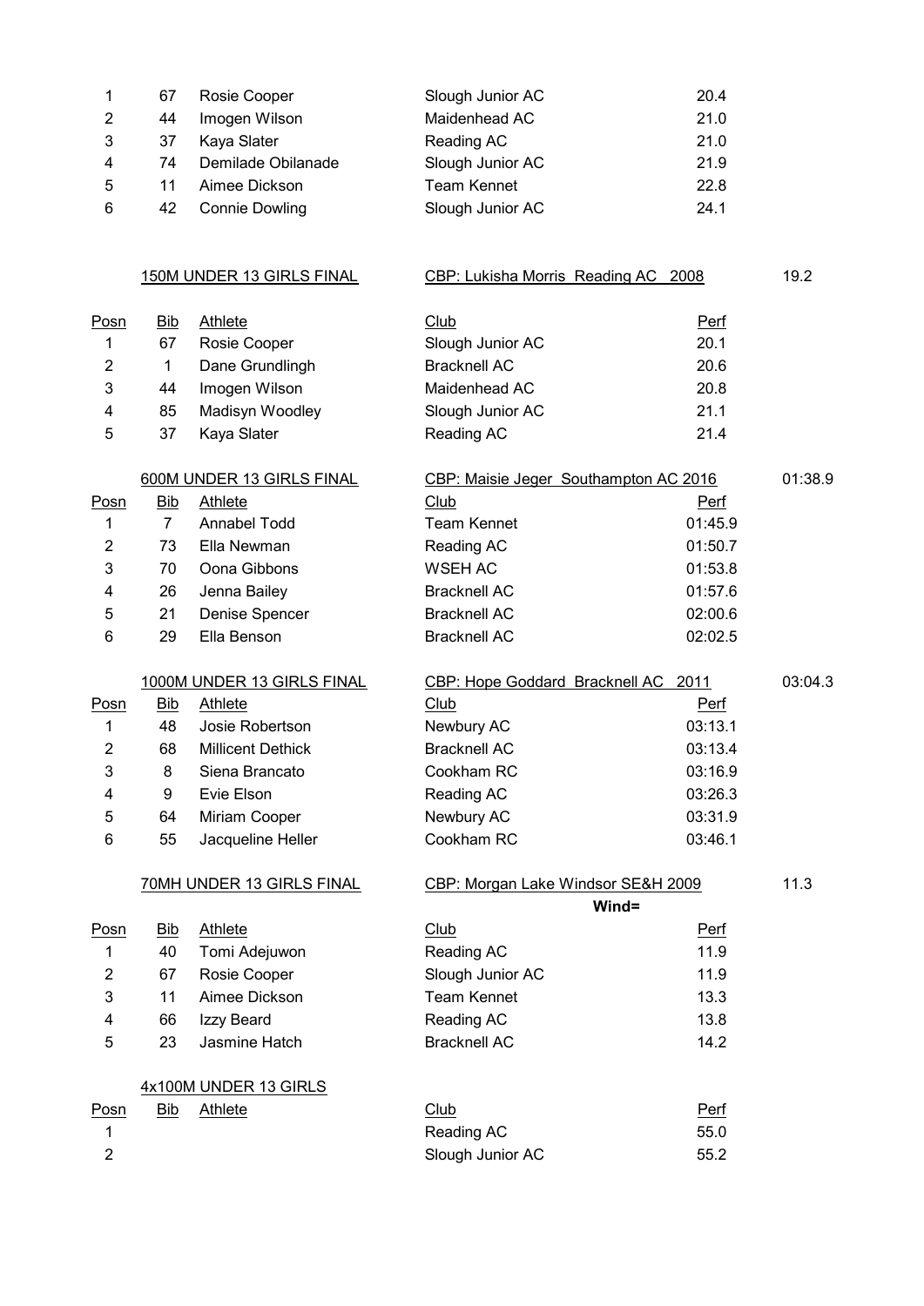| Posn | Bib | Athlete | Club | Perf |
|---|---|---|---|---|
| 1 | 67 | Rosie Cooper | Slough Junior AC | 20.4 |
| 2 | 44 | Imogen Wilson | Maidenhead AC | 21.0 |
| 3 | 37 | Kaya Slater | Reading AC | 21.0 |
| 4 | 74 | Demilade Obilanade | Slough Junior AC | 21.9 |
| 5 | 11 | Aimee Dickson | Team Kennet | 22.8 |
| 6 | 42 | Connie Dowling | Slough Junior AC | 24.1 |

### 150M UNDER 13 GIRLS FINAL

CBP: Lukisha Morris Reading AC 2008 — 19.2

| Posn | Bib | Athlete | Club | Perf |
|---|---|---|---|---|
| 1 | 67 | Rosie Cooper | Slough Junior AC | 20.1 |
| 2 | 1 | Dane Grundlingh | Bracknell AC | 20.6 |
| 3 | 44 | Imogen Wilson | Maidenhead AC | 20.8 |
| 4 | 85 | Madisyn Woodley | Slough Junior AC | 21.1 |
| 5 | 37 | Kaya Slater | Reading AC | 21.4 |

### 600M UNDER 13 GIRLS FINAL

CBP: Maisie Jeger Southampton AC 2016 — 01:38.9

| Posn | Bib | Athlete | Club | Perf |
|---|---|---|---|---|
| 1 | 7 | Annabel Todd | Team Kennet | 01:45.9 |
| 2 | 73 | Ella Newman | Reading AC | 01:50.7 |
| 3 | 70 | Oona Gibbons | WSEH AC | 01:53.8 |
| 4 | 26 | Jenna Bailey | Bracknell AC | 01:57.6 |
| 5 | 21 | Denise Spencer | Bracknell AC | 02:00.6 |
| 6 | 29 | Ella Benson | Bracknell AC | 02:02.5 |

### 1000M UNDER 13 GIRLS FINAL

CBP: Hope Goddard Bracknell AC 2011 — 03:04.3

| Posn | Bib | Athlete | Club | Perf |
|---|---|---|---|---|
| 1 | 48 | Josie Robertson | Newbury AC | 03:13.1 |
| 2 | 68 | Millicent Dethick | Bracknell AC | 03:13.4 |
| 3 | 8 | Siena Brancato | Cookham RC | 03:16.9 |
| 4 | 9 | Evie Elson | Reading AC | 03:26.3 |
| 5 | 64 | Miriam Cooper | Newbury AC | 03:31.9 |
| 6 | 55 | Jacqueline Heller | Cookham RC | 03:46.1 |

### 70MH UNDER 13 GIRLS FINAL

CBP: Morgan Lake Windsor SE&H 2009 — 11.3

**Wind=**

| Posn | Bib | Athlete | Club | Perf |
|---|---|---|---|---|
| 1 | 40 | Tomi Adejuwon | Reading AC | 11.9 |
| 2 | 67 | Rosie Cooper | Slough Junior AC | 11.9 |
| 3 | 11 | Aimee Dickson | Team Kennet | 13.3 |
| 4 | 66 | Izzy Beard | Reading AC | 13.8 |
| 5 | 23 | Jasmine Hatch | Bracknell AC | 14.2 |

### 4x100M UNDER 13 GIRLS

| Posn | Bib | Athlete | Club | Perf |
|---|---|---|---|---|
| 1 | | | Reading AC | 55.0 |
| 2 | | | Slough Junior AC | 55.2 |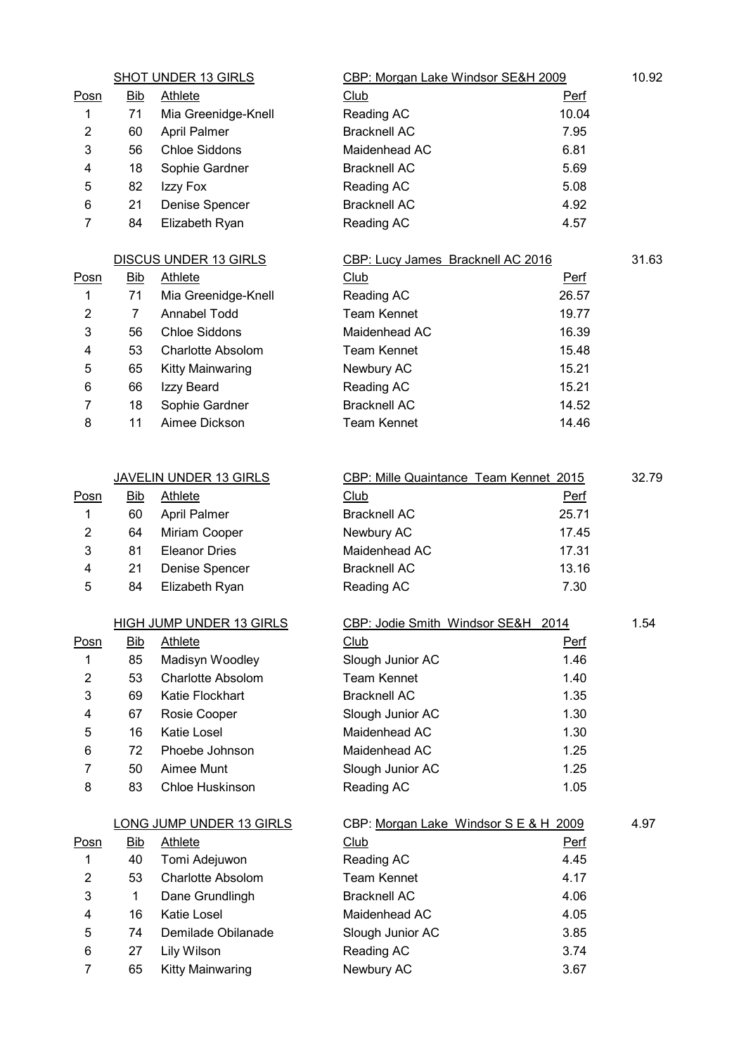## SHOT UNDER 13 GIRLS

CBP: Morgan Lake Windsor SE&H 2009 — 10.92

| Posn | Bib | Athlete | Club | Perf |
|---|---|---|---|---|
| 1 | 71 | Mia Greenidge-Knell | Reading AC | 10.04 |
| 2 | 60 | April Palmer | Bracknell AC | 7.95 |
| 3 | 56 | Chloe Siddons | Maidenhead AC | 6.81 |
| 4 | 18 | Sophie Gardner | Bracknell AC | 5.69 |
| 5 | 82 | Izzy Fox | Reading AC | 5.08 |
| 6 | 21 | Denise Spencer | Bracknell AC | 4.92 |
| 7 | 84 | Elizabeth Ryan | Reading AC | 4.57 |

## DISCUS UNDER 13 GIRLS

CBP: Lucy James Bracknell AC 2016 — 31.63

| Posn | Bib | Athlete | Club | Perf |
|---|---|---|---|---|
| 1 | 71 | Mia Greenidge-Knell | Reading AC | 26.57 |
| 2 | 7 | Annabel Todd | Team Kennet | 19.77 |
| 3 | 56 | Chloe Siddons | Maidenhead AC | 16.39 |
| 4 | 53 | Charlotte Absolom | Team Kennet | 15.48 |
| 5 | 65 | Kitty Mainwaring | Newbury AC | 15.21 |
| 6 | 66 | Izzy Beard | Reading AC | 15.21 |
| 7 | 18 | Sophie Gardner | Bracknell AC | 14.52 |
| 8 | 11 | Aimee Dickson | Team Kennet | 14.46 |

## JAVELIN UNDER 13 GIRLS

CBP: Mille Quaintance Team Kennet 2015 — 32.79

| Posn | Bib | Athlete | Club | Perf |
|---|---|---|---|---|
| 1 | 60 | April Palmer | Bracknell AC | 25.71 |
| 2 | 64 | Miriam Cooper | Newbury AC | 17.45 |
| 3 | 81 | Eleanor Dries | Maidenhead AC | 17.31 |
| 4 | 21 | Denise Spencer | Bracknell AC | 13.16 |
| 5 | 84 | Elizabeth Ryan | Reading AC | 7.30 |

## HIGH JUMP UNDER 13 GIRLS

CBP: Jodie Smith Windsor SE&H 2014 — 1.54

| Posn | Bib | Athlete | Club | Perf |
|---|---|---|---|---|
| 1 | 85 | Madisyn Woodley | Slough Junior AC | 1.46 |
| 2 | 53 | Charlotte Absolom | Team Kennet | 1.40 |
| 3 | 69 | Katie Flockhart | Bracknell AC | 1.35 |
| 4 | 67 | Rosie Cooper | Slough Junior AC | 1.30 |
| 5 | 16 | Katie Losel | Maidenhead AC | 1.30 |
| 6 | 72 | Phoebe Johnson | Maidenhead AC | 1.25 |
| 7 | 50 | Aimee Munt | Slough Junior AC | 1.25 |
| 8 | 83 | Chloe Huskinson | Reading AC | 1.05 |

## LONG JUMP UNDER 13 GIRLS

CBP: Morgan Lake Windsor S E & H 2009 — 4.97

| Posn | Bib | Athlete | Club | Perf |
|---|---|---|---|---|
| 1 | 40 | Tomi Adejuwon | Reading AC | 4.45 |
| 2 | 53 | Charlotte Absolom | Team Kennet | 4.17 |
| 3 | 1 | Dane Grundlingh | Bracknell AC | 4.06 |
| 4 | 16 | Katie Losel | Maidenhead AC | 4.05 |
| 5 | 74 | Demilade Obilanade | Slough Junior AC | 3.85 |
| 6 | 27 | Lily Wilson | Reading AC | 3.74 |
| 7 | 65 | Kitty Mainwaring | Newbury AC | 3.67 |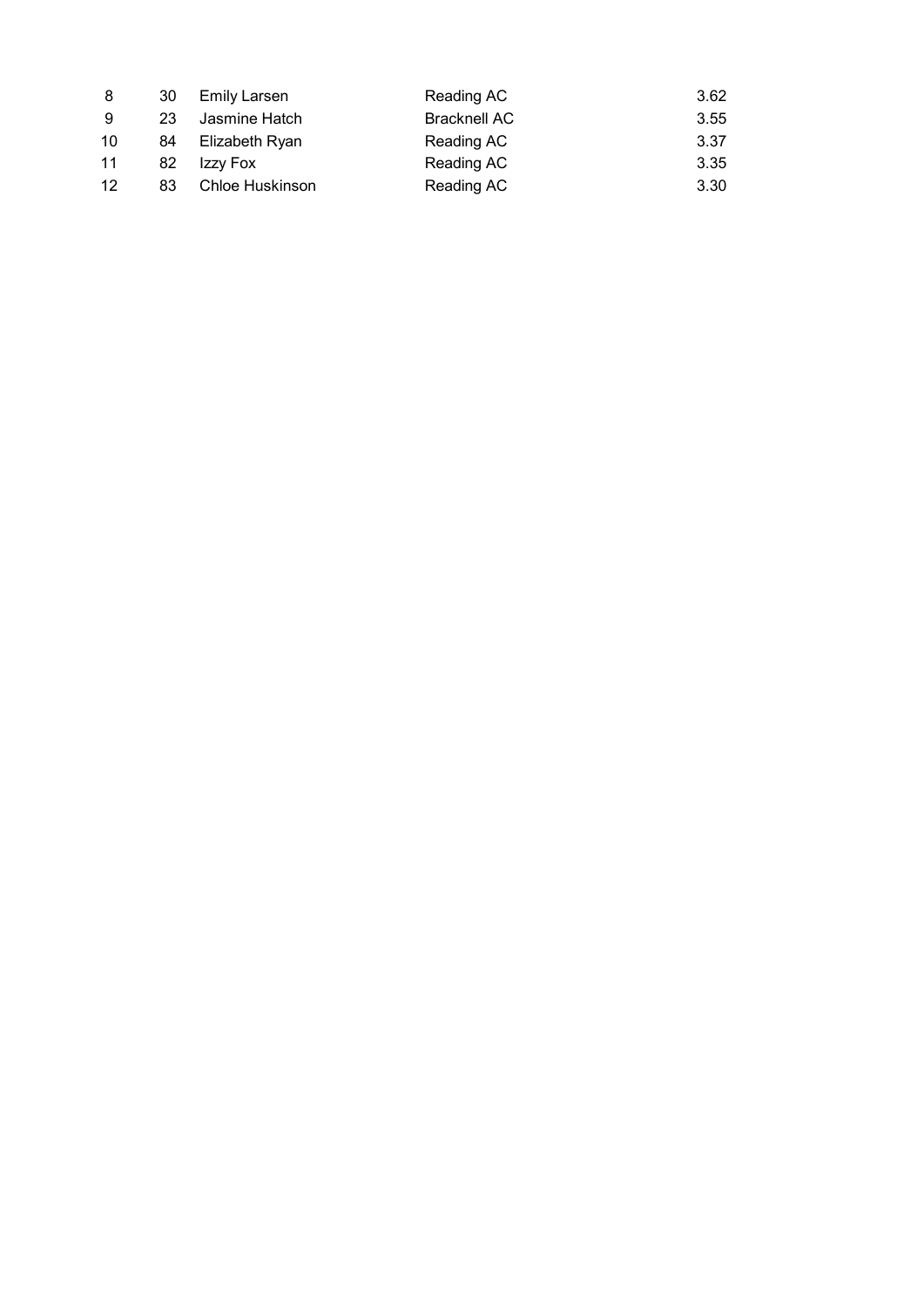| | | | | |
|---|---|---|---|---|
| 8 | 30 | Emily Larsen | Reading AC | 3.62 |
| 9 | 23 | Jasmine Hatch | Bracknell AC | 3.55 |
| 10 | 84 | Elizabeth Ryan | Reading AC | 3.37 |
| 11 | 82 | Izzy Fox | Reading AC | 3.35 |
| 12 | 83 | Chloe Huskinson | Reading AC | 3.30 |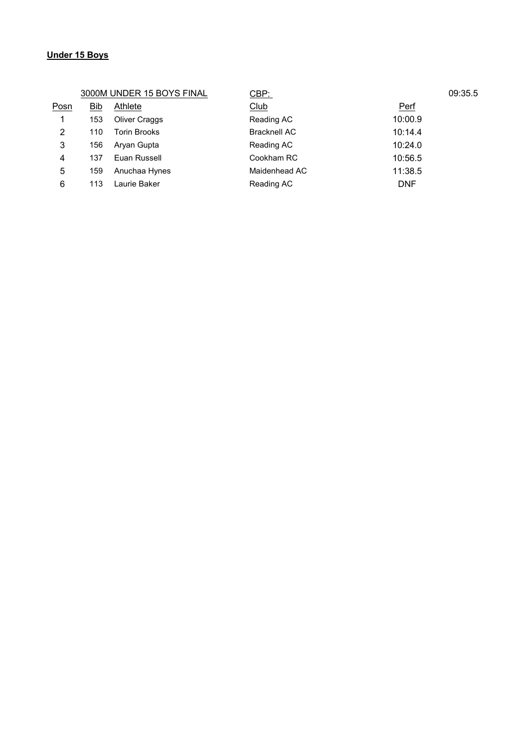**Under 15 Boys**

3000M UNDER 15 BOYS FINAL — CBP: 09:35.5

| Posn | Bib | Athlete | Club | Perf |
| --- | --- | --- | --- | --- |
| 1 | 153 | Oliver Craggs | Reading AC | 10:00.9 |
| 2 | 110 | Torin Brooks | Bracknell AC | 10:14.4 |
| 3 | 156 | Aryan Gupta | Reading AC | 10:24.0 |
| 4 | 137 | Euan Russell | Cookham RC | 10:56.5 |
| 5 | 159 | Anuchaa Hynes | Maidenhead AC | 11:38.5 |
| 6 | 113 | Laurie Baker | Reading AC | DNF |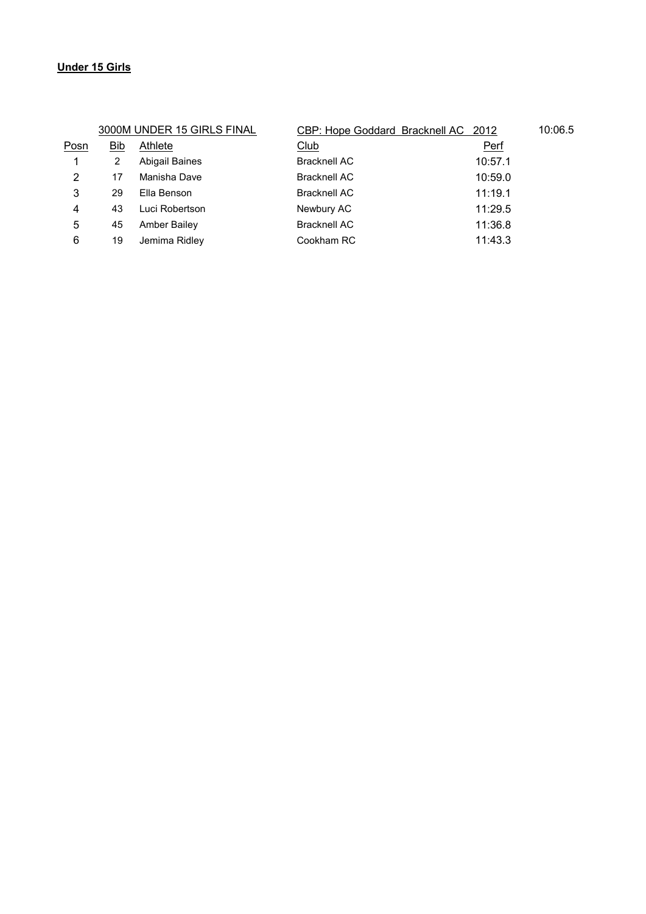**Under 15 Girls**

| 3000M UNDER 15 GIRLS FINAL | | | CBP: Hope Goddard Bracknell AC 2012 | | 10:06.5 |
|---|---|---|---|---|---|
| Posn | Bib | Athlete | Club | Perf | |
| 1 | 2 | Abigail Baines | Bracknell AC | 10:57.1 | |
| 2 | 17 | Manisha Dave | Bracknell AC | 10:59.0 | |
| 3 | 29 | Ella Benson | Bracknell AC | 11:19.1 | |
| 4 | 43 | Luci Robertson | Newbury AC | 11:29.5 | |
| 5 | 45 | Amber Bailey | Bracknell AC | 11:36.8 | |
| 6 | 19 | Jemima Ridley | Cookham RC | 11:43.3 | |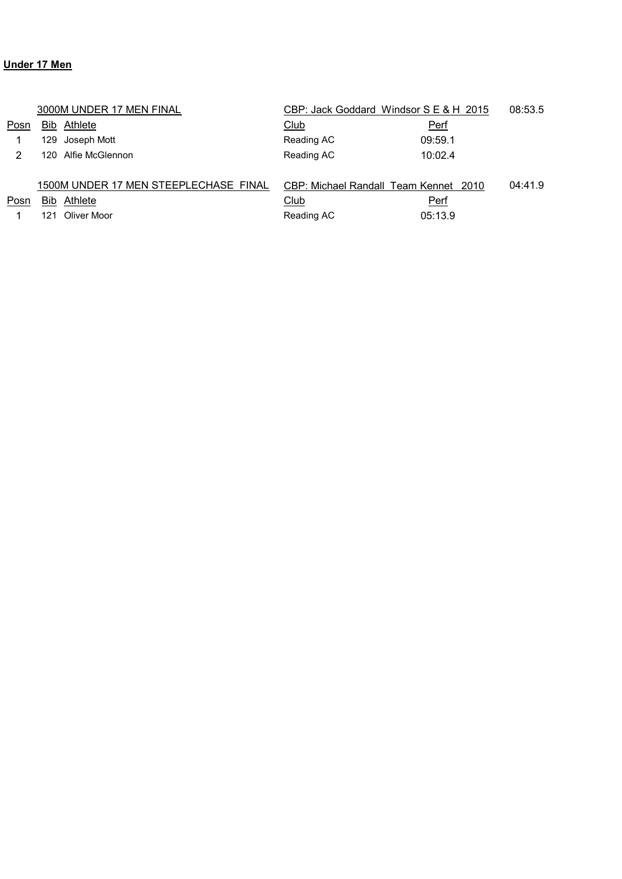**Under 17 Men**

3000M UNDER 17 MEN FINAL — CBP: Jack Goddard Windsor S E & H 2015 — 08:53.5

| Posn | Bib | Athlete | Club | Perf |
|---|---|---|---|---|
| 1 | 129 | Joseph Mott | Reading AC | 09:59.1 |
| 2 | 120 | Alfie McGlennon | Reading AC | 10:02.4 |

1500M UNDER 17 MEN STEEPLECHASE FINAL — CBP: Michael Randall Team Kennet 2010 — 04:41.9

| Posn | Bib | Athlete | Club | Perf |
|---|---|---|---|---|
| 1 | 121 | Oliver Moor | Reading AC | 05:13.9 |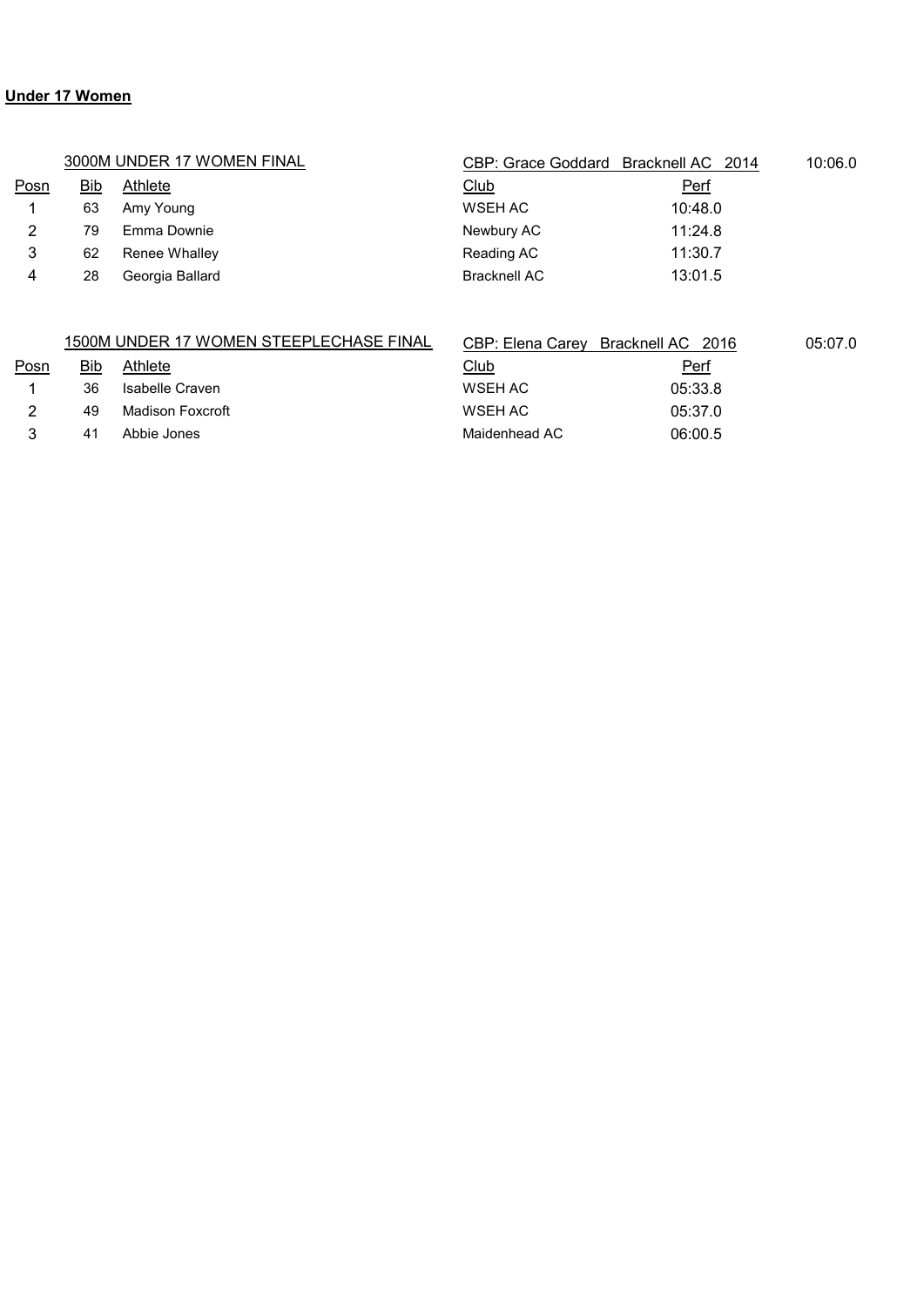**Under 17 Women**

3000M UNDER 17 WOMEN FINAL

CBP: Grace Goddard Bracknell AC 2014 10:06.0

| Posn | Bib | Athlete | Club | Perf |
|---|---|---|---|---|
| 1 | 63 | Amy Young | WSEH AC | 10:48.0 |
| 2 | 79 | Emma Downie | Newbury AC | 11:24.8 |
| 3 | 62 | Renee Whalley | Reading AC | 11:30.7 |
| 4 | 28 | Georgia Ballard | Bracknell AC | 13:01.5 |

1500M UNDER 17 WOMEN STEEPLECHASE FINAL

CBP: Elena Carey Bracknell AC 2016 05:07.0

| Posn | Bib | Athlete | Club | Perf |
|---|---|---|---|---|
| 1 | 36 | Isabelle Craven | WSEH AC | 05:33.8 |
| 2 | 49 | Madison Foxcroft | WSEH AC | 05:37.0 |
| 3 | 41 | Abbie Jones | Maidenhead AC | 06:00.5 |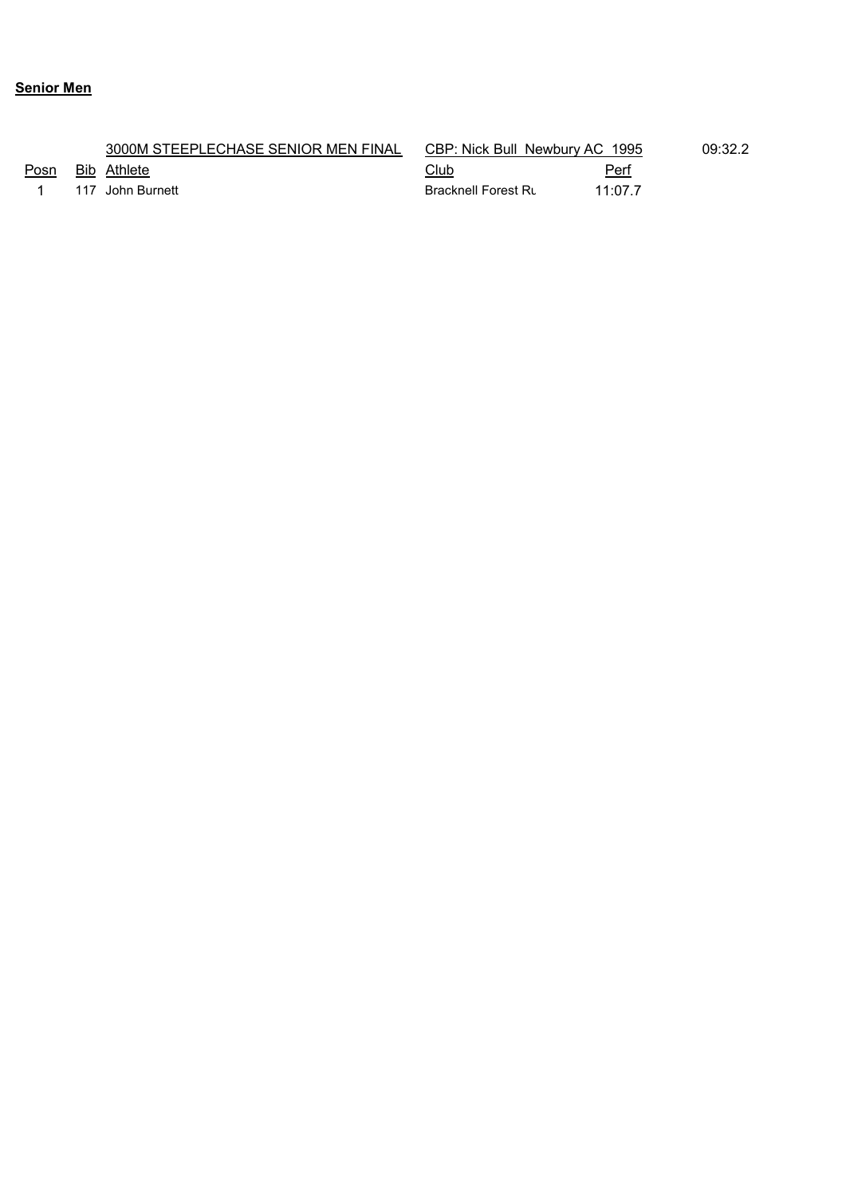**Senior Men**

| Posn | Bib | 3000M STEEPLECHASE SENIOR MEN FINAL<br>Athlete | CBP: Nick Bull Newbury AC 1995<br>Club | Perf | 09:32.2 |
|---|---|---|---|---|---|
| 1 | 117 | John Burnett | Bracknell Forest Ru | 11:07.7 | |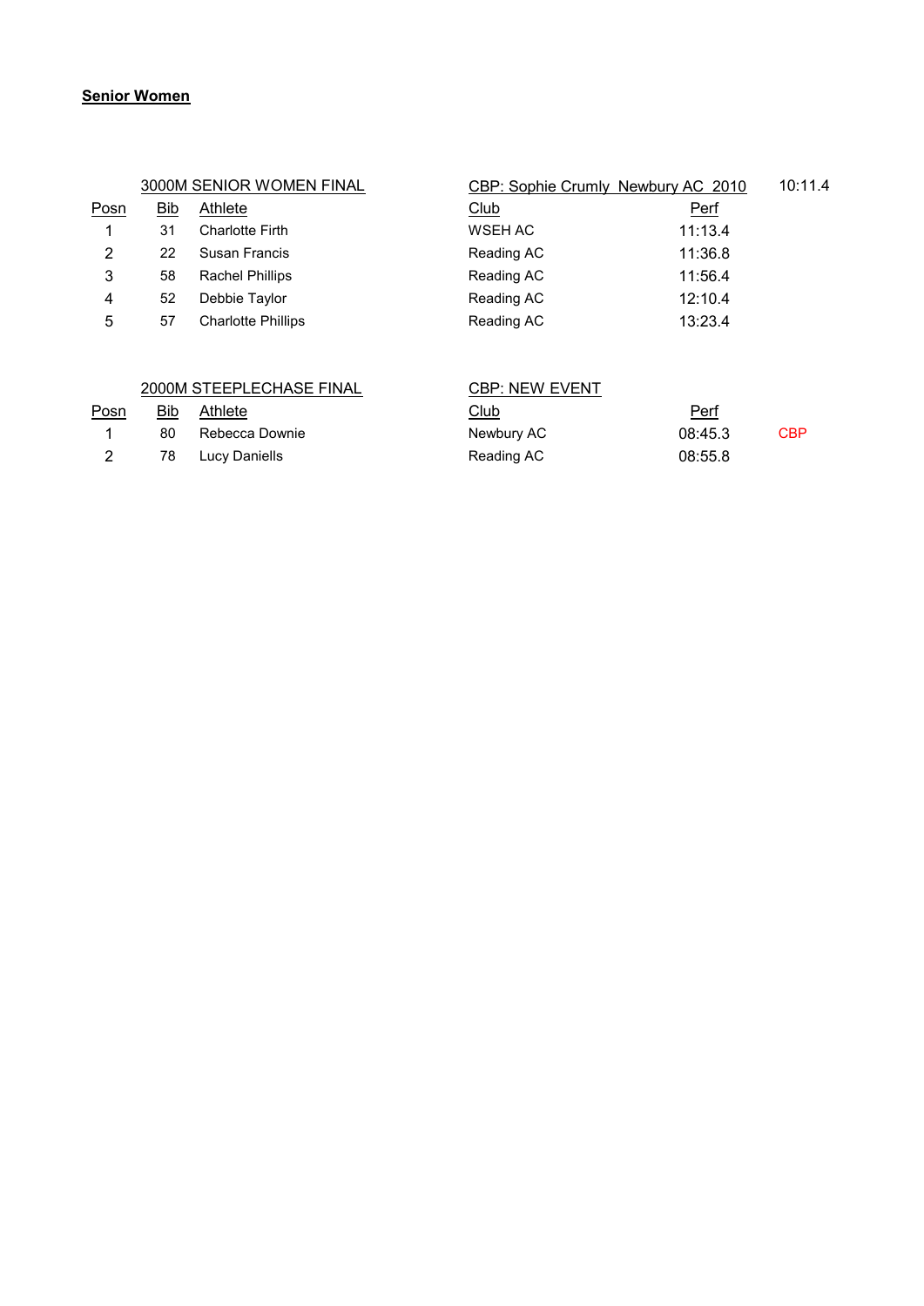**Senior Women**

3000M SENIOR WOMEN FINAL

CBP: Sophie Crumly Newbury AC 2010 10:11.4

| Posn | Bib | Athlete | Club | Perf |
|---|---|---|---|---|
| 1 | 31 | Charlotte Firth | WSEH AC | 11:13.4 |
| 2 | 22 | Susan Francis | Reading AC | 11:36.8 |
| 3 | 58 | Rachel Phillips | Reading AC | 11:56.4 |
| 4 | 52 | Debbie Taylor | Reading AC | 12:10.4 |
| 5 | 57 | Charlotte Phillips | Reading AC | 13:23.4 |

2000M STEEPLECHASE FINAL

CBP: NEW EVENT

| Posn | Bib | Athlete | Club | Perf | |
|---|---|---|---|---|---|
| 1 | 80 | Rebecca Downie | Newbury AC | 08:45.3 | CBP |
| 2 | 78 | Lucy Daniells | Reading AC | 08:55.8 | |